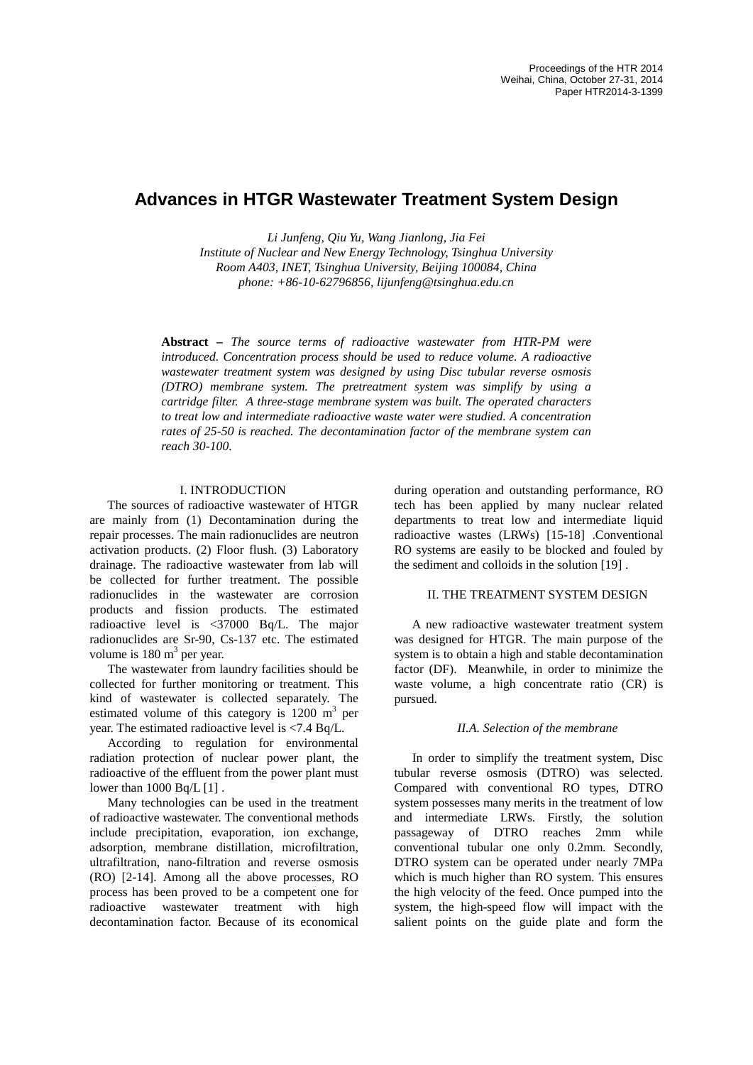# Advances in HTGR Wastewater Treatment System Design

*Li Junfeng, Qiu Yu, Wang Jianlong, Jia Fei*
*Institute of Nuclear and New Energy Technology, Tsinghua University*
*Room A403, INET, Tsinghua University, Beijing 100084, China*
*phone: +86-10-62796856, lijunfeng@tsinghua.edu.cn*

**Abstract –** *The source terms of radioactive wastewater from HTR-PM were introduced. Concentration process should be used to reduce volume. A radioactive wastewater treatment system was designed by using Disc tubular reverse osmosis (DTRO) membrane system. The pretreatment system was simplify by using a cartridge filter. A three-stage membrane system was built. The operated characters to treat low and intermediate radioactive waste water were studied. A concentration rates of 25-50 is reached. The decontamination factor of the membrane system can reach 30-100.*

## I. INTRODUCTION

The sources of radioactive wastewater of HTGR are mainly from (1) Decontamination during the repair processes. The main radionuclides are neutron activation products. (2) Floor flush. (3) Laboratory drainage. The radioactive wastewater from lab will be collected for further treatment. The possible radionuclides in the wastewater are corrosion products and fission products. The estimated radioactive level is <37000 Bq/L. The major radionuclides are Sr-90, Cs-137 etc. The estimated volume is 180 $m^3$ per year.

The wastewater from laundry facilities should be collected for further monitoring or treatment. This kind of wastewater is collected separately. The estimated volume of this category is 1200 $m^3$ per year. The estimated radioactive level is <7.4 Bq/L.

According to regulation for environmental radiation protection of nuclear power plant, the radioactive of the effluent from the power plant must lower than 1000 Bq/L [1] .

Many technologies can be used in the treatment of radioactive wastewater. The conventional methods include precipitation, evaporation, ion exchange, adsorption, membrane distillation, microfiltration, ultrafiltration, nano-filtration and reverse osmosis (RO) [2-14]. Among all the above processes, RO process has been proved to be a competent one for radioactive wastewater treatment with high decontamination factor. Because of its economical during operation and outstanding performance, RO tech has been applied by many nuclear related departments to treat low and intermediate liquid radioactive wastes (LRWs) [15-18] .Conventional RO systems are easily to be blocked and fouled by the sediment and colloids in the solution [19] .

## II. THE TREATMENT SYSTEM DESIGN

A new radioactive wastewater treatment system was designed for HTGR. The main purpose of the system is to obtain a high and stable decontamination factor (DF). Meanwhile, in order to minimize the waste volume, a high concentrate ratio (CR) is pursued.

### *II.A. Selection of the membrane*

In order to simplify the treatment system, Disc tubular reverse osmosis (DTRO) was selected. Compared with conventional RO types, DTRO system possesses many merits in the treatment of low and intermediate LRWs. Firstly, the solution passageway of DTRO reaches 2mm while conventional tubular one only 0.2mm. Secondly, DTRO system can be operated under nearly 7MPa which is much higher than RO system. This ensures the high velocity of the feed. Once pumped into the system, the high-speed flow will impact with the salient points on the guide plate and form the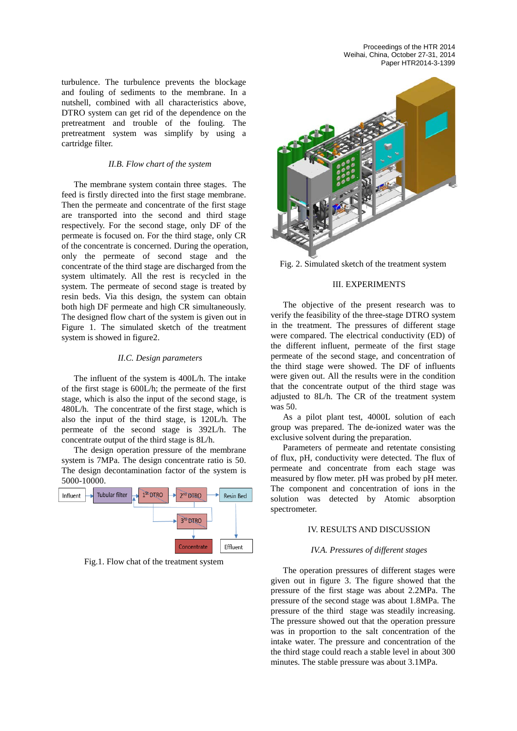turbulence. The turbulence prevents the blockage and fouling of sediments to the membrane. In a nutshell, combined with all characteristics above, DTRO system can get rid of the dependence on the pretreatment and trouble of the fouling. The pretreatment system was simplify by using a cartridge filter.

### *II.B. Flow chart of the system*

The membrane system contain three stages. The feed is firstly directed into the first stage membrane. Then the permeate and concentrate of the first stage are transported into the second and third stage respectively. For the second stage, only DF of the permeate is focused on. For the third stage, only CR of the concentrate is concerned. During the operation, only the permeate of second stage and the concentrate of the third stage are discharged from the system ultimately. All the rest is recycled in the system. The permeate of second stage is treated by resin beds. Via this design, the system can obtain both high DF permeate and high CR simultaneously. The designed flow chart of the system is given out in Figure 1. The simulated sketch of the treatment system is showed in figure2.

### *II.C. Design parameters*

The influent of the system is 400L/h. The intake of the first stage is 600L/h; the permeate of the first stage, which is also the input of the second stage, is 480L/h. The concentrate of the first stage, which is also the input of the third stage, is 120L/h. The permeate of the second stage is 392L/h. The concentrate output of the third stage is 8L/h.

The design operation pressure of the membrane system is 7MPa. The design concentrate ratio is 50. The design decontamination factor of the system is 5000-10000.

Fig.1. Flow chat of the treatment system

Fig. 2. Simulated sketch of the treatment system

## III. EXPERIMENTS

The objective of the present research was to verify the feasibility of the three-stage DTRO system in the treatment. The pressures of different stage were compared. The electrical conductivity (ED) of the different influent, permeate of the first stage permeate of the second stage, and concentration of the third stage were showed. The DF of influents were given out. All the results were in the condition that the concentrate output of the third stage was adjusted to 8L/h. The CR of the treatment system was 50.

As a pilot plant test, 4000L solution of each group was prepared. The de-ionized water was the exclusive solvent during the preparation.

Parameters of permeate and retentate consisting of flux, pH, conductivity were detected. The flux of permeate and concentrate from each stage was measured by flow meter. pH was probed by pH meter. The component and concentration of ions in the solution was detected by Atomic absorption spectrometer.

## IV. RESULTS AND DISCUSSION

### *IV.A. Pressures of different stages*

The operation pressures of different stages were given out in figure 3. The figure showed that the pressure of the first stage was about 2.2MPa. The pressure of the second stage was about 1.8MPa. The pressure of the third stage was steadily increasing. The pressure showed out that the operation pressure was in proportion to the salt concentration of the intake water. The pressure and concentration of the the third stage could reach a stable level in about 300 minutes. The stable pressure was about 3.1MPa.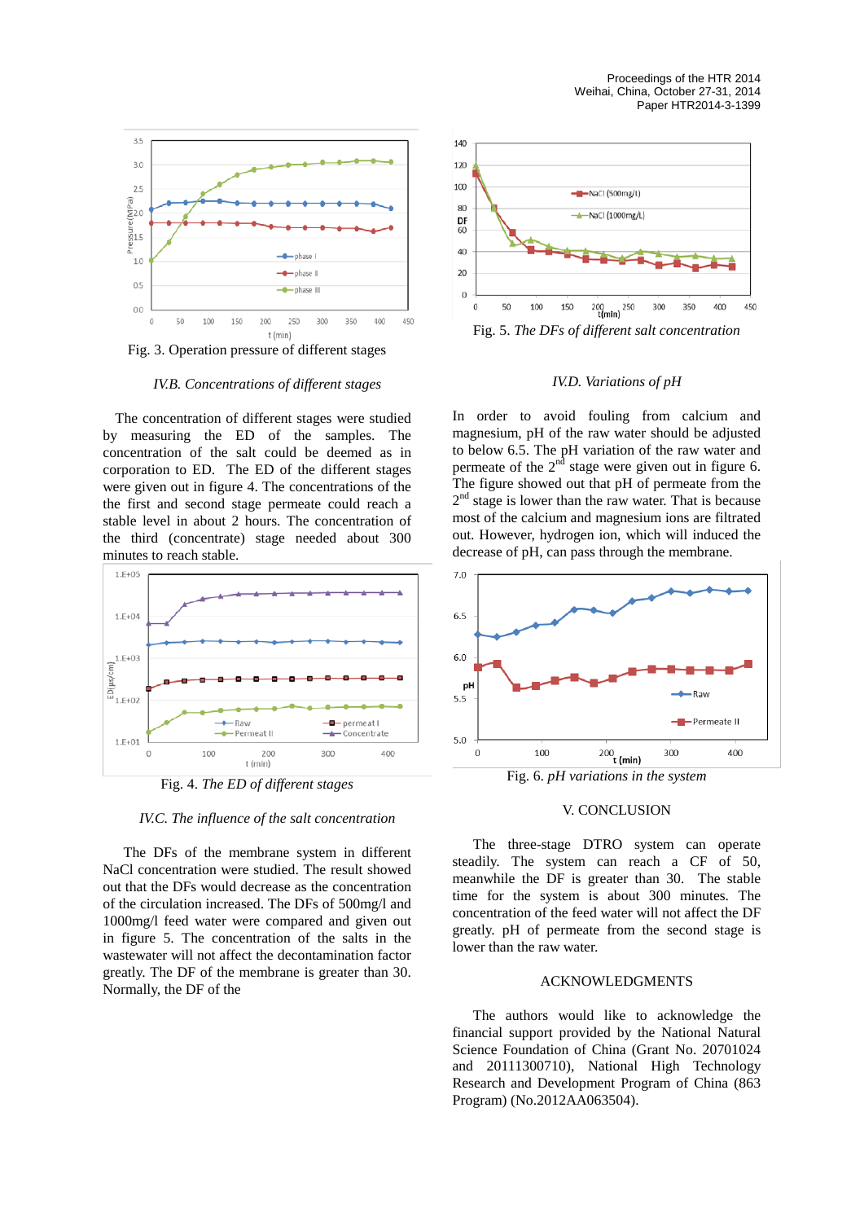Fig. 3. Operation pressure of different stages

### IV.B. *Concentrations of different stages*

The concentration of different stages were studied by measuring the ED of the samples. The concentration of the salt could be deemed as in corporation to ED. The ED of the different stages were given out in figure 4. The concentrations of the the first and second stage permeate could reach a stable level in about 2 hours. The concentration of the third (concentrate) stage needed about 300 minutes to reach stable.

Fig. 4. *The ED of different stages*

### IV.C. *The influence of the salt concentration*

The DFs of the membrane system in different NaCl concentration were studied. The result showed out that the DFs would decrease as the concentration of the circulation increased. The DFs of 500mg/l and 1000mg/l feed water were compared and given out in figure 5. The concentration of the salts in the wastewater will not affect the decontamination factor greatly. The DF of the membrane is greater than 30. Normally, the DF of the

Fig. 5. *The DFs of different salt concentration*

### IV.D. *Variations of pH*

In order to avoid fouling from calcium and magnesium, pH of the raw water should be adjusted to below 6.5. The pH variation of the raw water and permeate of the 2nd stage were given out in figure 6. The figure showed out that pH of permeate from the 2nd stage is lower than the raw water. That is because most of the calcium and magnesium ions are filtrated out. However, hydrogen ion, which will induced the decrease of pH, can pass through the membrane.

Fig. 6. *pH variations in the system*

## V. CONCLUSION

The three-stage DTRO system can operate steadily. The system can reach a CF of 50, meanwhile the DF is greater than 30. The stable time for the system is about 300 minutes. The concentration of the feed water will not affect the DF greatly. pH of permeate from the second stage is lower than the raw water.

## ACKNOWLEDGMENTS

The authors would like to acknowledge the financial support provided by the National Natural Science Foundation of China (Grant No. 20701024 and 20111300710), National High Technology Research and Development Program of China (863 Program) (No.2012AA063504).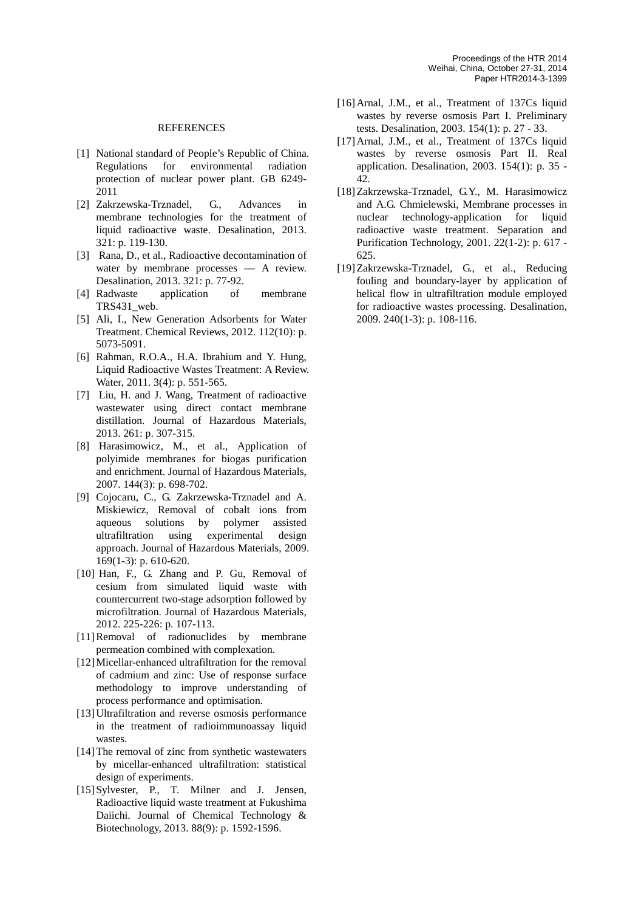## REFERENCES

- [1] National standard of People's Republic of China. Regulations for environmental radiation protection of nuclear power plant. GB 6249-2011
- [2] Zakrzewska-Trznadel, G., Advances in membrane technologies for the treatment of liquid radioactive waste. Desalination, 2013. 321: p. 119-130.
- [3] Rana, D., et al., Radioactive decontamination of water by membrane processes — A review. Desalination, 2013. 321: p. 77-92.
- [4] Radwaste application of membrane TRS431_web.
- [5] Ali, I., New Generation Adsorbents for Water Treatment. Chemical Reviews, 2012. 112(10): p. 5073-5091.
- [6] Rahman, R.O.A., H.A. Ibrahium and Y. Hung, Liquid Radioactive Wastes Treatment: A Review. Water, 2011. 3(4): p. 551-565.
- [7] Liu, H. and J. Wang, Treatment of radioactive wastewater using direct contact membrane distillation. Journal of Hazardous Materials, 2013. 261: p. 307-315.
- [8] Harasimowicz, M., et al., Application of polyimide membranes for biogas purification and enrichment. Journal of Hazardous Materials, 2007. 144(3): p. 698-702.
- [9] Cojocaru, C., G. Zakrzewska-Trznadel and A. Miskiewicz, Removal of cobalt ions from aqueous solutions by polymer assisted ultrafiltration using experimental design approach. Journal of Hazardous Materials, 2009. 169(1-3): p. 610-620.
- [10] Han, F., G. Zhang and P. Gu, Removal of cesium from simulated liquid waste with countercurrent two-stage adsorption followed by microfiltration. Journal of Hazardous Materials, 2012. 225-226: p. 107-113.
- [11] Removal of radionuclides by membrane permeation combined with complexation.
- [12] Micellar-enhanced ultrafiltration for the removal of cadmium and zinc: Use of response surface methodology to improve understanding of process performance and optimisation.
- [13] Ultrafiltration and reverse osmosis performance in the treatment of radioimmunoassay liquid wastes.
- [14] The removal of zinc from synthetic wastewaters by micellar-enhanced ultrafiltration: statistical design of experiments.
- [15] Sylvester, P., T. Milner and J. Jensen, Radioactive liquid waste treatment at Fukushima Daiichi. Journal of Chemical Technology & Biotechnology, 2013. 88(9): p. 1592-1596.
- [16] Arnal, J.M., et al., Treatment of 137Cs liquid wastes by reverse osmosis Part I. Preliminary tests. Desalination, 2003. 154(1): p. 27 - 33.
- [17] Arnal, J.M., et al., Treatment of 137Cs liquid wastes by reverse osmosis Part II. Real application. Desalination, 2003. 154(1): p. 35 - 42.
- [18] Zakrzewska-Trznadel, G.Y., M. Harasimowicz and A.G. Chmielewski, Membrane processes in nuclear technology-application for liquid radioactive waste treatment. Separation and Purification Technology, 2001. 22(1-2): p. 617 - 625.
- [19] Zakrzewska-Trznadel, G., et al., Reducing fouling and boundary-layer by application of helical flow in ultrafiltration module employed for radioactive wastes processing. Desalination, 2009. 240(1-3): p. 108-116.